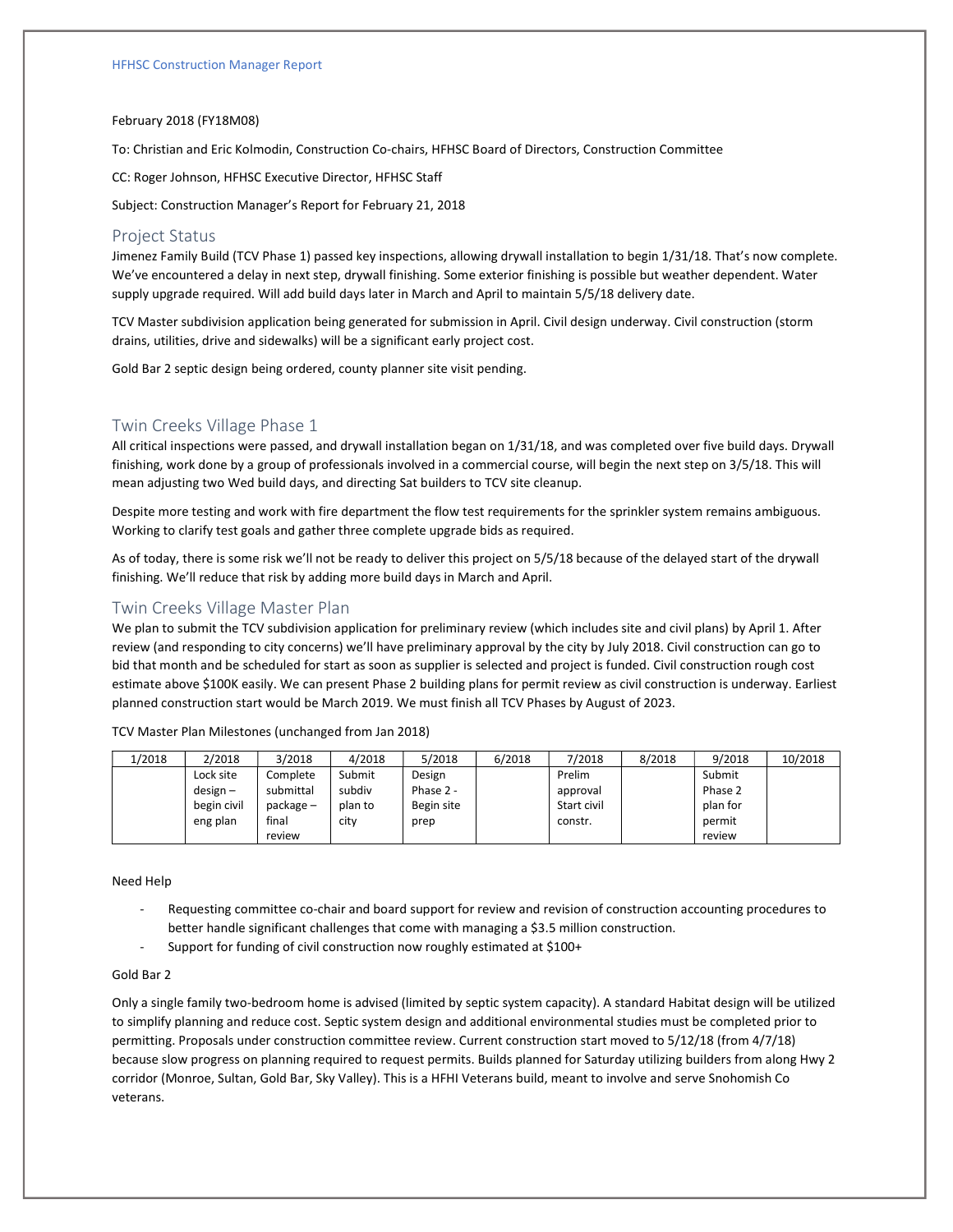HFHSC Construction Manager Report

February 2018 (FY18M08)

To: Christian and Eric Kolmodin, Construction Co-chairs, HFHSC Board of Directors, Construction Committee

CC: Roger Johnson, HFHSC Executive Director, HFHSC Staff

Subject: Construction Manager's Report for February 21, 2018

## Project Status

Jimenez Family Build (TCV Phase 1) passed key inspections, allowing drywall installation to begin 1/31/18. That's now complete. We've encountered a delay in next step, drywall finishing. Some exterior finishing is possible but weather dependent. Water supply upgrade required. Will add build days later in March and April to maintain 5/5/18 delivery date.

TCV Master subdivision application being generated for submission in April. Civil design underway. Civil construction (storm drains, utilities, drive and sidewalks) will be a significant early project cost.

Gold Bar 2 septic design being ordered, county planner site visit pending.

## Twin Creeks Village Phase 1

All critical inspections were passed, and drywall installation began on 1/31/18, and was completed over five build days. Drywall finishing, work done by a group of professionals involved in a commercial course, will begin the next step on 3/5/18. This will mean adjusting two Wed build days, and directing Sat builders to TCV site cleanup.

Despite more testing and work with fire department the flow test requirements for the sprinkler system remains ambiguous. Working to clarify test goals and gather three complete upgrade bids as required.

As of today, there is some risk we'll not be ready to deliver this project on 5/5/18 because of the delayed start of the drywall finishing. We'll reduce that risk by adding more build days in March and April.

## Twin Creeks Village Master Plan

We plan to submit the TCV subdivision application for preliminary review (which includes site and civil plans) by April 1. After review (and responding to city concerns) we'll have preliminary approval by the city by July 2018. Civil construction can go to bid that month and be scheduled for start as soon as supplier is selected and project is funded. Civil construction rough cost estimate above $100K easily. We can present Phase 2 building plans for permit review as civil construction is underway. Earliest planned construction start would be March 2019. We must finish all TCV Phases by August of 2023.

TCV Master Plan Milestones (unchanged from Jan 2018)

| 1/2018 | 2/2018 | 3/2018 | 4/2018 | 5/2018 | 6/2018 | 7/2018 | 8/2018 | 9/2018 | 10/2018 |
|---|---|---|---|---|---|---|---|---|---|
| | Lock site design – begin civil eng plan | Complete submittal package – final review | Submit subdiv plan to city | Design Phase 2 - Begin site prep | | Prelim approval Start civil constr. | | Submit Phase 2 plan for permit review | |

Need Help

- Requesting committee co-chair and board support for review and revision of construction accounting procedures to better handle significant challenges that come with managing a $3.5 million construction.
- Support for funding of civil construction now roughly estimated at $100+

Gold Bar 2

Only a single family two-bedroom home is advised (limited by septic system capacity). A standard Habitat design will be utilized to simplify planning and reduce cost. Septic system design and additional environmental studies must be completed prior to permitting. Proposals under construction committee review. Current construction start moved to 5/12/18 (from 4/7/18) because slow progress on planning required to request permits. Builds planned for Saturday utilizing builders from along Hwy 2 corridor (Monroe, Sultan, Gold Bar, Sky Valley). This is a HFHI Veterans build, meant to involve and serve Snohomish Co veterans.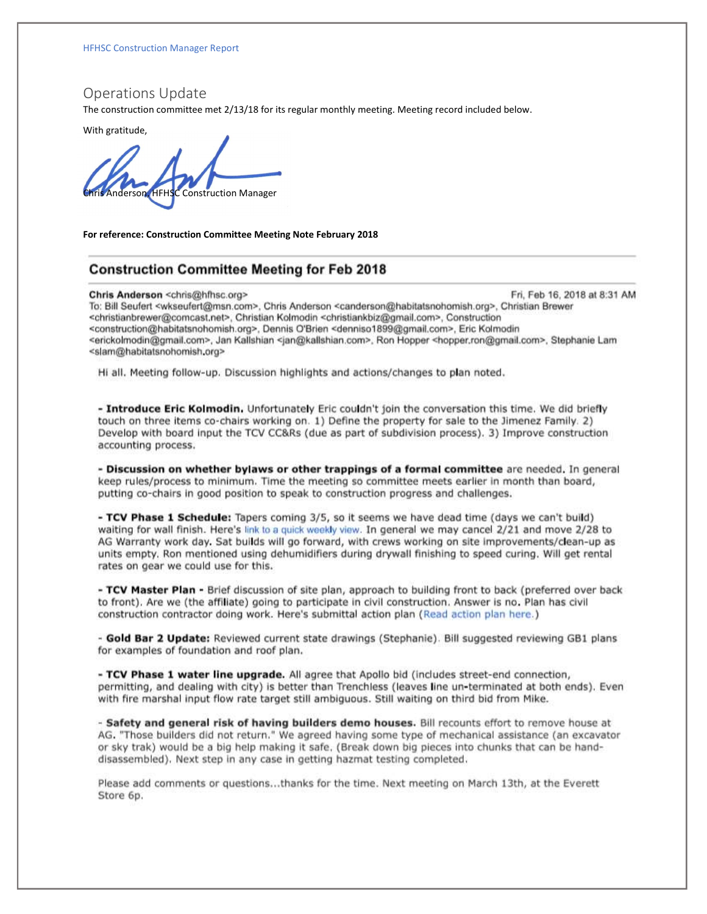## Operations Update

The construction committee met 2/13/18 for its regular monthly meeting. Meeting record included below.

With gratitude,

Chris Anderson, HFHSC Construction Manager

**For reference: Construction Committee Meeting Note February 2018**

## Construction Committee Meeting for Feb 2018

**Chris Anderson** <chris@hfhsc.org> Fri, Feb 16, 2018 at 8:31 AM

To: Bill Seufert <wkseufert@msn.com>, Chris Anderson <canderson@habitatsnohomish.org>, Christian Brewer <christianbrewer@comcast.net>, Christian Kolmodin <christiankbiz@gmail.com>, Construction <construction@habitatsnohomish.org>, Dennis O'Brien <denniso1899@gmail.com>, Eric Kolmodin <erickolmodin@gmail.com>, Jan Kallshian <jan@kallshian.com>, Ron Hopper <hopper.ron@gmail.com>, Stephanie Lam <slam@habitatsnohomish.org>

Hi all. Meeting follow-up. Discussion highlights and actions/changes to plan noted.

- **Introduce Eric Kolmodin.** Unfortunately Eric couldn't join the conversation this time. We did briefly touch on three items co-chairs working on. 1) Define the property for sale to the Jimenez Family. 2) Develop with board input the TCV CC&Rs (due as part of subdivision process). 3) Improve construction accounting process.

- **Discussion on whether bylaws or other trappings of a formal committee** are needed. In general keep rules/process to minimum. Time the meeting so committee meets earlier in month than board, putting co-chairs in good position to speak to construction progress and challenges.

- **TCV Phase 1 Schedule:** Tapers coming 3/5, so it seems we have dead time (days we can't build) waiting for wall finish. Here's link to a quick weekly view. In general we may cancel 2/21 and move 2/28 to AG Warranty work day. Sat builds will go forward, with crews working on site improvements/clean-up as units empty. Ron mentioned using dehumidifiers during drywall finishing to speed curing. Will get rental rates on gear we could use for this.

- **TCV Master Plan** - Brief discussion of site plan, approach to building front to back (preferred over back to front). Are we (the affiliate) going to participate in civil construction. Answer is no. Plan has civil construction contractor doing work. Here's submittal action plan (Read action plan here.)

- **Gold Bar 2 Update:** Reviewed current state drawings (Stephanie). Bill suggested reviewing GB1 plans for examples of foundation and roof plan.

- **TCV Phase 1 water line upgrade.** All agree that Apollo bid (includes street-end connection, permitting, and dealing with city) is better than Trenchless (leaves line un-terminated at both ends). Even with fire marshal input flow rate target still ambiguous. Still waiting on third bid from Mike.

- **Safety and general risk of having builders demo houses.** Bill recounts effort to remove house at AG. "Those builders did not return." We agreed having some type of mechanical assistance (an excavator or sky trak) would be a big help making it safe. (Break down big pieces into chunks that can be hand-disassembled). Next step in any case in getting hazmat testing completed.

Please add comments or questions...thanks for the time. Next meeting on March 13th, at the Everett Store 6p.